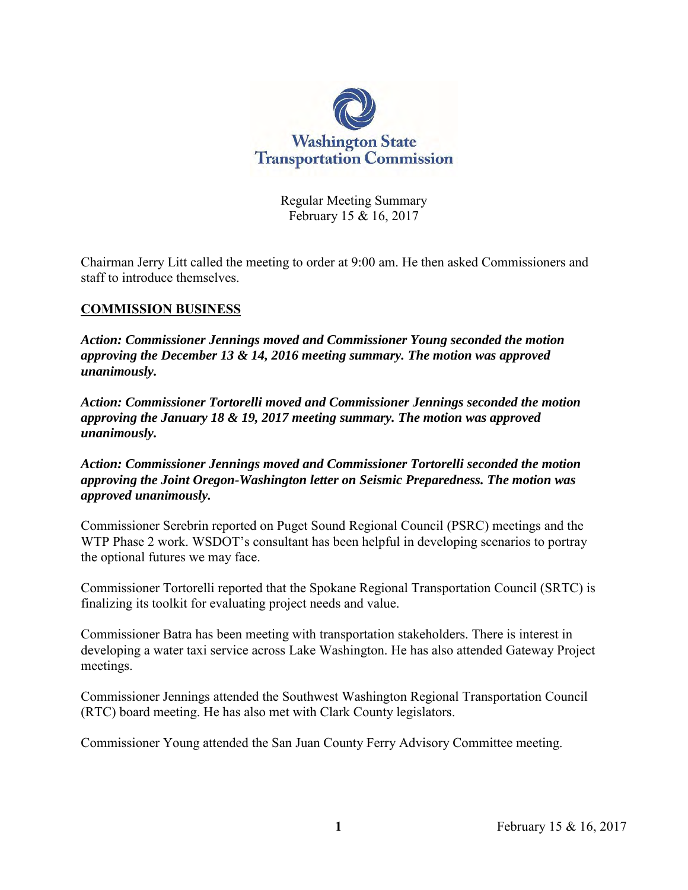Washington State Transportation Commission

Regular Meeting Summary
February 15 & 16, 2017

Chairman Jerry Litt called the meeting to order at 9:00 am. He then asked Commissioners and staff to introduce themselves.

## COMMISSION BUSINESS

***Action: Commissioner Jennings moved and Commissioner Young seconded the motion approving the December 13 & 14, 2016 meeting summary. The motion was approved unanimously.***

***Action: Commissioner Tortorelli moved and Commissioner Jennings seconded the motion approving the January 18 & 19, 2017 meeting summary. The motion was approved unanimously.***

***Action: Commissioner Jennings moved and Commissioner Tortorelli seconded the motion approving the Joint Oregon-Washington letter on Seismic Preparedness. The motion was approved unanimously.***

Commissioner Serebrin reported on Puget Sound Regional Council (PSRC) meetings and the WTP Phase 2 work. WSDOT's consultant has been helpful in developing scenarios to portray the optional futures we may face.

Commissioner Tortorelli reported that the Spokane Regional Transportation Council (SRTC) is finalizing its toolkit for evaluating project needs and value.

Commissioner Batra has been meeting with transportation stakeholders. There is interest in developing a water taxi service across Lake Washington. He has also attended Gateway Project meetings.

Commissioner Jennings attended the Southwest Washington Regional Transportation Council (RTC) board meeting. He has also met with Clark County legislators.

Commissioner Young attended the San Juan County Ferry Advisory Committee meeting.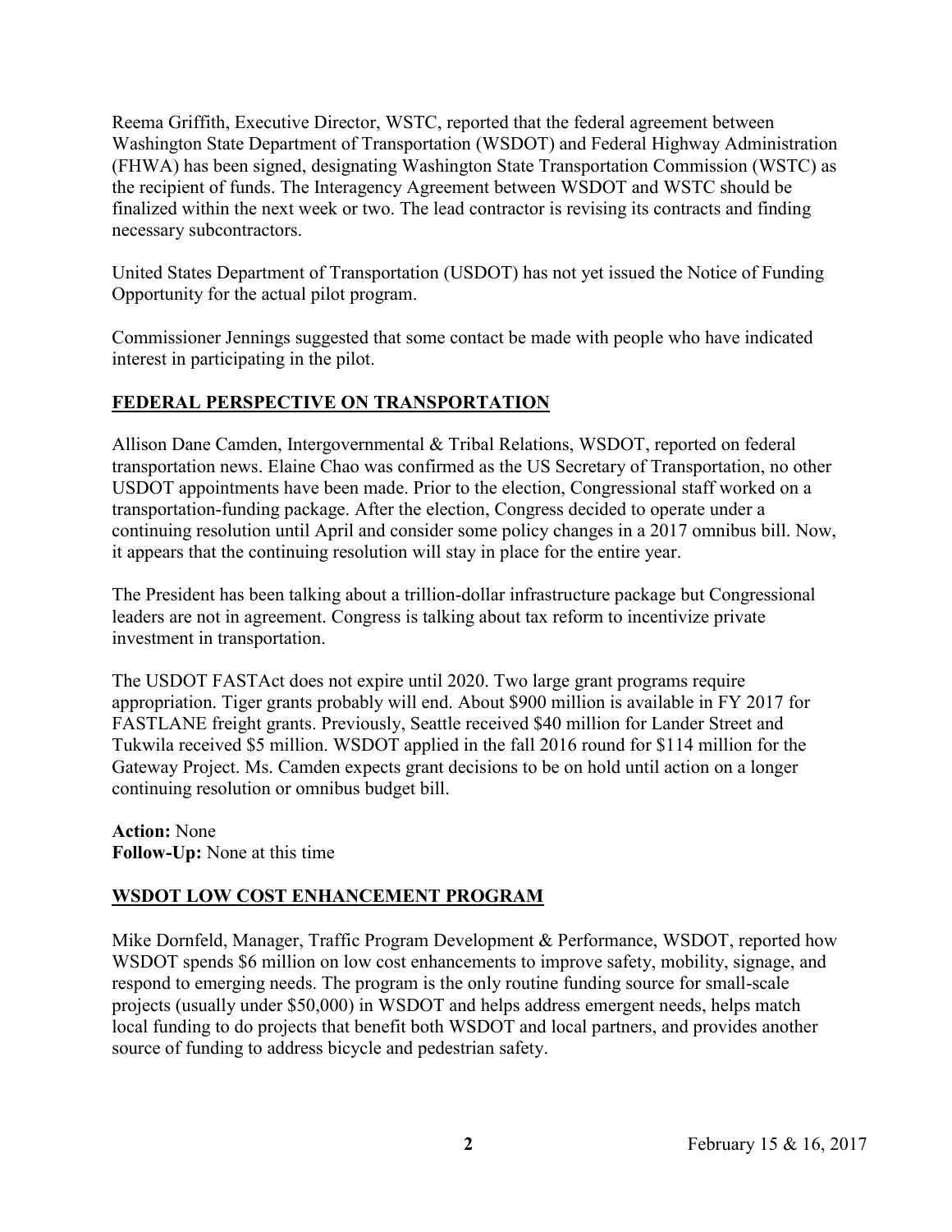Reema Griffith, Executive Director, WSTC, reported that the federal agreement between Washington State Department of Transportation (WSDOT) and Federal Highway Administration (FHWA) has been signed, designating Washington State Transportation Commission (WSTC) as the recipient of funds. The Interagency Agreement between WSDOT and WSTC should be finalized within the next week or two. The lead contractor is revising its contracts and finding necessary subcontractors.

United States Department of Transportation (USDOT) has not yet issued the Notice of Funding Opportunity for the actual pilot program.

Commissioner Jennings suggested that some contact be made with people who have indicated interest in participating in the pilot.

## FEDERAL PERSPECTIVE ON TRANSPORTATION

Allison Dane Camden, Intergovernmental & Tribal Relations, WSDOT, reported on federal transportation news. Elaine Chao was confirmed as the US Secretary of Transportation, no other USDOT appointments have been made. Prior to the election, Congressional staff worked on a transportation-funding package. After the election, Congress decided to operate under a continuing resolution until April and consider some policy changes in a 2017 omnibus bill. Now, it appears that the continuing resolution will stay in place for the entire year.

The President has been talking about a trillion-dollar infrastructure package but Congressional leaders are not in agreement. Congress is talking about tax reform to incentivize private investment in transportation.

The USDOT FASTAct does not expire until 2020. Two large grant programs require appropriation. Tiger grants probably will end. About $900 million is available in FY 2017 for FASTLANE freight grants. Previously, Seattle received $40 million for Lander Street and Tukwila received $5 million. WSDOT applied in the fall 2016 round for $114 million for the Gateway Project. Ms. Camden expects grant decisions to be on hold until action on a longer continuing resolution or omnibus budget bill.

**Action:** None
**Follow-Up:** None at this time

## WSDOT LOW COST ENHANCEMENT PROGRAM

Mike Dornfeld, Manager, Traffic Program Development & Performance, WSDOT, reported how WSDOT spends $6 million on low cost enhancements to improve safety, mobility, signage, and respond to emerging needs. The program is the only routine funding source for small-scale projects (usually under $50,000) in WSDOT and helps address emergent needs, helps match local funding to do projects that benefit both WSDOT and local partners, and provides another source of funding to address bicycle and pedestrian safety.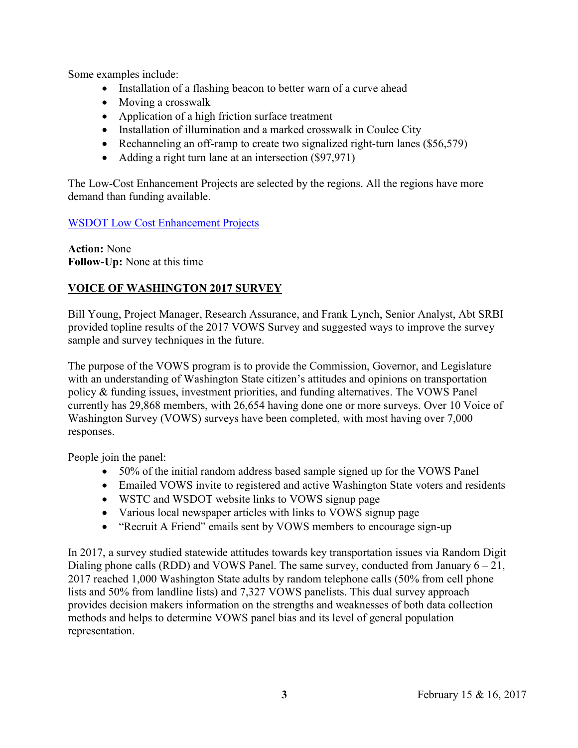Some examples include:

- Installation of a flashing beacon to better warn of a curve ahead
- Moving a crosswalk
- Application of a high friction surface treatment
- Installation of illumination and a marked crosswalk in Coulee City
- Rechanneling an off-ramp to create two signalized right-turn lanes ($56,579)
- Adding a right turn lane at an intersection ($97,971)

The Low-Cost Enhancement Projects are selected by the regions. All the regions have more demand than funding available.

[WSDOT Low Cost Enhancement Projects]

**Action:** None
**Follow-Up:** None at this time

## VOICE OF WASHINGTON 2017 SURVEY

Bill Young, Project Manager, Research Assurance, and Frank Lynch, Senior Analyst, Abt SRBI provided topline results of the 2017 VOWS Survey and suggested ways to improve the survey sample and survey techniques in the future.

The purpose of the VOWS program is to provide the Commission, Governor, and Legislature with an understanding of Washington State citizen's attitudes and opinions on transportation policy & funding issues, investment priorities, and funding alternatives. The VOWS Panel currently has 29,868 members, with 26,654 having done one or more surveys. Over 10 Voice of Washington Survey (VOWS) surveys have been completed, with most having over 7,000 responses.

People join the panel:

- 50% of the initial random address based sample signed up for the VOWS Panel
- Emailed VOWS invite to registered and active Washington State voters and residents
- WSTC and WSDOT website links to VOWS signup page
- Various local newspaper articles with links to VOWS signup page
- "Recruit A Friend" emails sent by VOWS members to encourage sign-up

In 2017, a survey studied statewide attitudes towards key transportation issues via Random Digit Dialing phone calls (RDD) and VOWS Panel. The same survey, conducted from January 6 – 21, 2017 reached 1,000 Washington State adults by random telephone calls (50% from cell phone lists and 50% from landline lists) and 7,327 VOWS panelists. This dual survey approach provides decision makers information on the strengths and weaknesses of both data collection methods and helps to determine VOWS panel bias and its level of general population representation.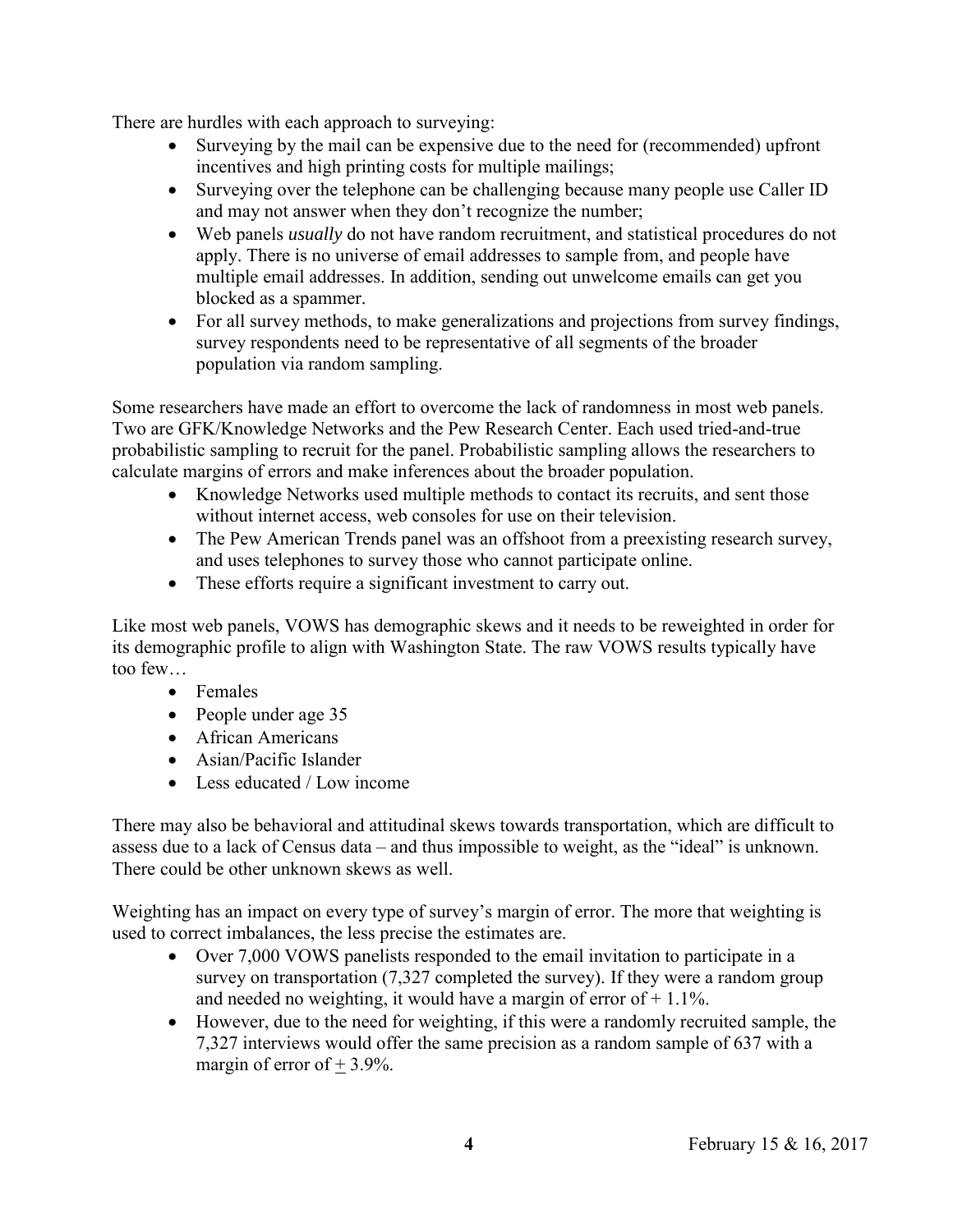There are hurdles with each approach to surveying:

- Surveying by the mail can be expensive due to the need for (recommended) upfront incentives and high printing costs for multiple mailings;
- Surveying over the telephone can be challenging because many people use Caller ID and may not answer when they don't recognize the number;
- Web panels *usually* do not have random recruitment, and statistical procedures do not apply. There is no universe of email addresses to sample from, and people have multiple email addresses. In addition, sending out unwelcome emails can get you blocked as a spammer.
- For all survey methods, to make generalizations and projections from survey findings, survey respondents need to be representative of all segments of the broader population via random sampling.

Some researchers have made an effort to overcome the lack of randomness in most web panels. Two are GFK/Knowledge Networks and the Pew Research Center. Each used tried-and-true probabilistic sampling to recruit for the panel. Probabilistic sampling allows the researchers to calculate margins of errors and make inferences about the broader population.

- Knowledge Networks used multiple methods to contact its recruits, and sent those without internet access, web consoles for use on their television.
- The Pew American Trends panel was an offshoot from a preexisting research survey, and uses telephones to survey those who cannot participate online.
- These efforts require a significant investment to carry out.

Like most web panels, VOWS has demographic skews and it needs to be reweighted in order for its demographic profile to align with Washington State. The raw VOWS results typically have too few…

- Females
- People under age 35
- African Americans
- Asian/Pacific Islander
- Less educated / Low income

There may also be behavioral and attitudinal skews towards transportation, which are difficult to assess due to a lack of Census data – and thus impossible to weight, as the "ideal" is unknown. There could be other unknown skews as well.

Weighting has an impact on every type of survey's margin of error. The more that weighting is used to correct imbalances, the less precise the estimates are.

- Over 7,000 VOWS panelists responded to the email invitation to participate in a survey on transportation (7,327 completed the survey). If they were a random group and needed no weighting, it would have a margin of error of $\pm$ 1.1%.
- However, due to the need for weighting, if this were a randomly recruited sample, the 7,327 interviews would offer the same precision as a random sample of 637 with a margin of error of $\pm$ 3.9%.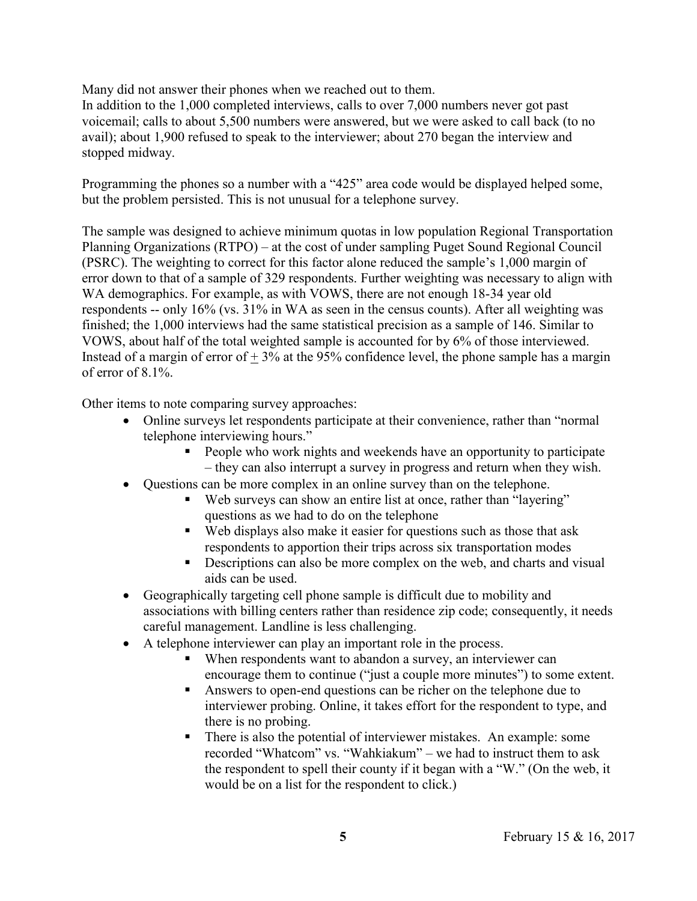Many did not answer their phones when we reached out to them.
In addition to the 1,000 completed interviews, calls to over 7,000 numbers never got past voicemail; calls to about 5,500 numbers were answered, but we were asked to call back (to no avail); about 1,900 refused to speak to the interviewer; about 270 began the interview and stopped midway.

Programming the phones so a number with a "425" area code would be displayed helped some, but the problem persisted. This is not unusual for a telephone survey.

The sample was designed to achieve minimum quotas in low population Regional Transportation Planning Organizations (RTPO) – at the cost of under sampling Puget Sound Regional Council (PSRC). The weighting to correct for this factor alone reduced the sample's 1,000 margin of error down to that of a sample of 329 respondents. Further weighting was necessary to align with WA demographics. For example, as with VOWS, there are not enough 18-34 year old respondents -- only 16% (vs. 31% in WA as seen in the census counts). After all weighting was finished; the 1,000 interviews had the same statistical precision as a sample of 146. Similar to VOWS, about half of the total weighted sample is accounted for by 6% of those interviewed. Instead of a margin of error of ± 3% at the 95% confidence level, the phone sample has a margin of error of 8.1%.

Other items to note comparing survey approaches:

- Online surveys let respondents participate at their convenience, rather than "normal telephone interviewing hours."
  - People who work nights and weekends have an opportunity to participate – they can also interrupt a survey in progress and return when they wish.
- Questions can be more complex in an online survey than on the telephone.
  - Web surveys can show an entire list at once, rather than "layering" questions as we had to do on the telephone
  - Web displays also make it easier for questions such as those that ask respondents to apportion their trips across six transportation modes
  - Descriptions can also be more complex on the web, and charts and visual aids can be used.
- Geographically targeting cell phone sample is difficult due to mobility and associations with billing centers rather than residence zip code; consequently, it needs careful management. Landline is less challenging.
- A telephone interviewer can play an important role in the process.
  - When respondents want to abandon a survey, an interviewer can encourage them to continue ("just a couple more minutes") to some extent.
  - Answers to open-end questions can be richer on the telephone due to interviewer probing. Online, it takes effort for the respondent to type, and there is no probing.
  - There is also the potential of interviewer mistakes. An example: some recorded "Whatcom" vs. "Wahkiakum" – we had to instruct them to ask the respondent to spell their county if it began with a "W." (On the web, it would be on a list for the respondent to click.)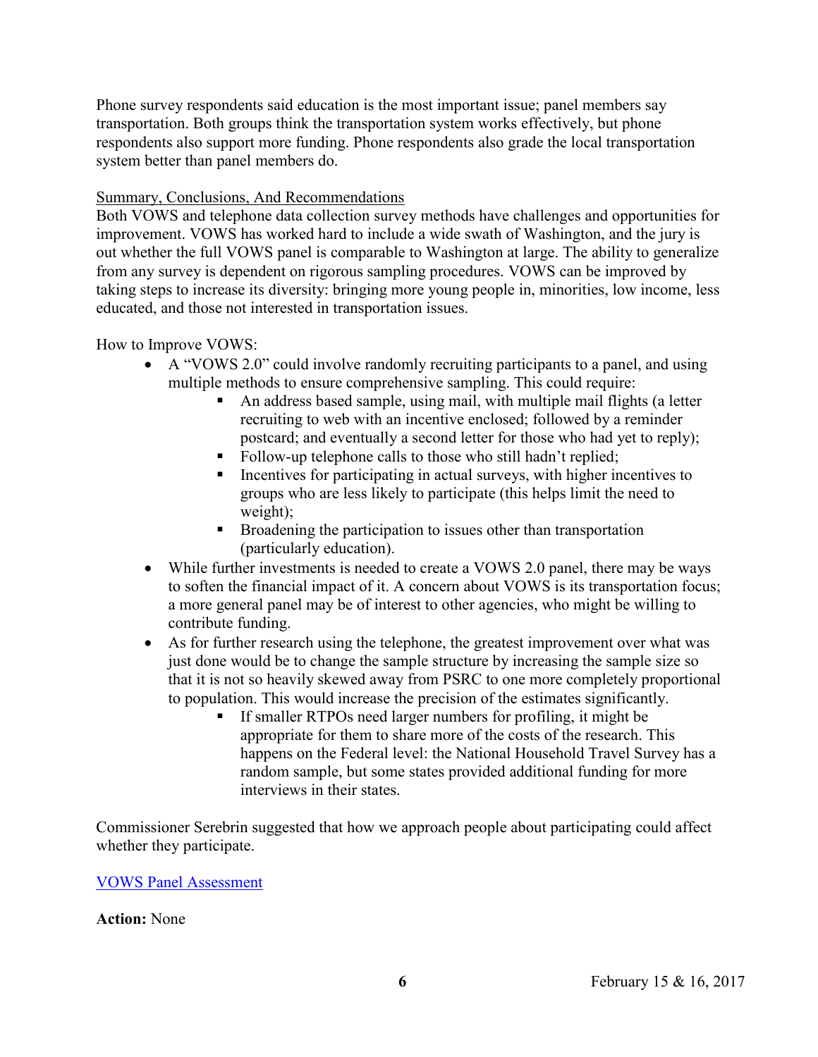Phone survey respondents said education is the most important issue; panel members say transportation. Both groups think the transportation system works effectively, but phone respondents also support more funding. Phone respondents also grade the local transportation system better than panel members do.

Summary, Conclusions, And Recommendations

Both VOWS and telephone data collection survey methods have challenges and opportunities for improvement. VOWS has worked hard to include a wide swath of Washington, and the jury is out whether the full VOWS panel is comparable to Washington at large. The ability to generalize from any survey is dependent on rigorous sampling procedures. VOWS can be improved by taking steps to increase its diversity: bringing more young people in, minorities, low income, less educated, and those not interested in transportation issues.

How to Improve VOWS:

- A "VOWS 2.0" could involve randomly recruiting participants to a panel, and using multiple methods to ensure comprehensive sampling. This could require:
  - An address based sample, using mail, with multiple mail flights (a letter recruiting to web with an incentive enclosed; followed by a reminder postcard; and eventually a second letter for those who had yet to reply);
  - Follow-up telephone calls to those who still hadn't replied;
  - Incentives for participating in actual surveys, with higher incentives to groups who are less likely to participate (this helps limit the need to weight);
  - Broadening the participation to issues other than transportation (particularly education).
- While further investments is needed to create a VOWS 2.0 panel, there may be ways to soften the financial impact of it. A concern about VOWS is its transportation focus; a more general panel may be of interest to other agencies, who might be willing to contribute funding.
- As for further research using the telephone, the greatest improvement over what was just done would be to change the sample structure by increasing the sample size so that it is not so heavily skewed away from PSRC to one more completely proportional to population. This would increase the precision of the estimates significantly.
  - If smaller RTPOs need larger numbers for profiling, it might be appropriate for them to share more of the costs of the research. This happens on the Federal level: the National Household Travel Survey has a random sample, but some states provided additional funding for more interviews in their states.

Commissioner Serebrin suggested that how we approach people about participating could affect whether they participate.

VOWS Panel Assessment

**Action:** None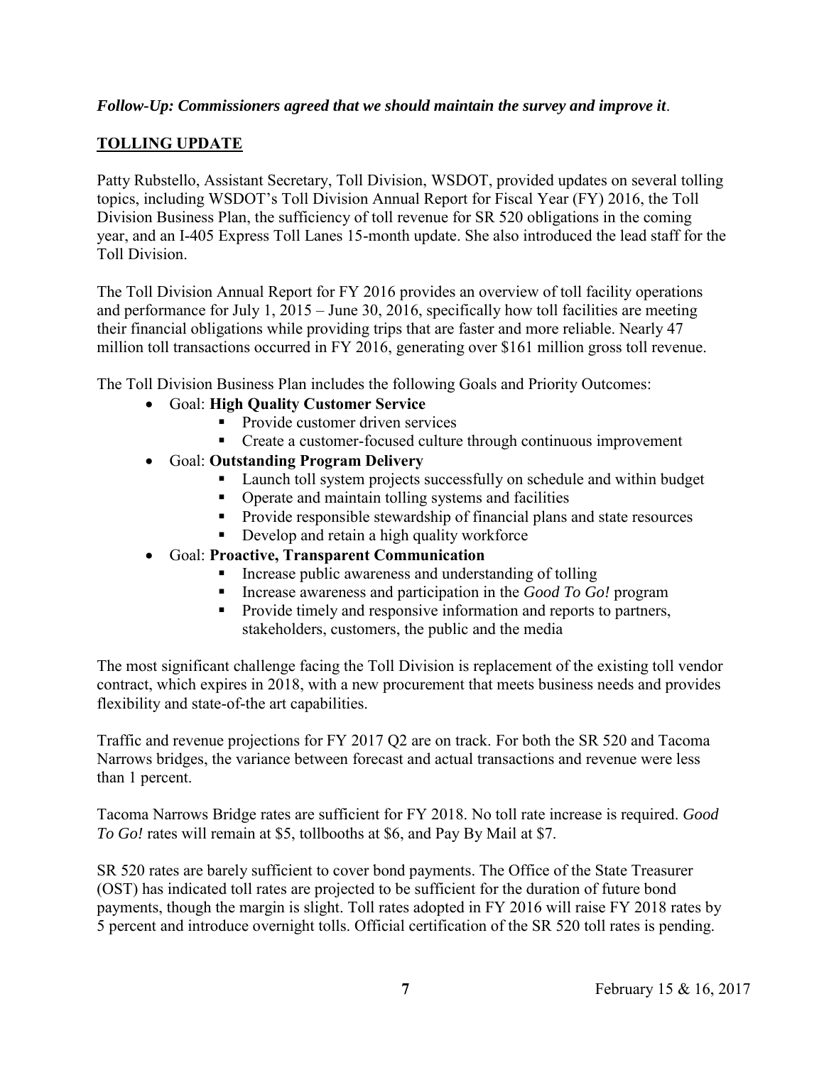***Follow-Up: Commissioners agreed that we should maintain the survey and improve it**.*

## TOLLING UPDATE

Patty Rubstello, Assistant Secretary, Toll Division, WSDOT, provided updates on several tolling topics, including WSDOT's Toll Division Annual Report for Fiscal Year (FY) 2016, the Toll Division Business Plan, the sufficiency of toll revenue for SR 520 obligations in the coming year, and an I-405 Express Toll Lanes 15-month update. She also introduced the lead staff for the Toll Division.

The Toll Division Annual Report for FY 2016 provides an overview of toll facility operations and performance for July 1, 2015 – June 30, 2016, specifically how toll facilities are meeting their financial obligations while providing trips that are faster and more reliable. Nearly 47 million toll transactions occurred in FY 2016, generating over $161 million gross toll revenue.

The Toll Division Business Plan includes the following Goals and Priority Outcomes:

- Goal: **High Quality Customer Service**
  - Provide customer driven services
  - Create a customer-focused culture through continuous improvement
- Goal: **Outstanding Program Delivery**
  - Launch toll system projects successfully on schedule and within budget
  - Operate and maintain tolling systems and facilities
  - Provide responsible stewardship of financial plans and state resources
  - Develop and retain a high quality workforce
- Goal: **Proactive, Transparent Communication**
  - Increase public awareness and understanding of tolling
  - Increase awareness and participation in the *Good To Go!* program
  - Provide timely and responsive information and reports to partners, stakeholders, customers, the public and the media

The most significant challenge facing the Toll Division is replacement of the existing toll vendor contract, which expires in 2018, with a new procurement that meets business needs and provides flexibility and state-of-the art capabilities.

Traffic and revenue projections for FY 2017 Q2 are on track. For both the SR 520 and Tacoma Narrows bridges, the variance between forecast and actual transactions and revenue were less than 1 percent.

Tacoma Narrows Bridge rates are sufficient for FY 2018. No toll rate increase is required. *Good To Go!* rates will remain at $5, tollbooths at $6, and Pay By Mail at $7.

SR 520 rates are barely sufficient to cover bond payments. The Office of the State Treasurer (OST) has indicated toll rates are projected to be sufficient for the duration of future bond payments, though the margin is slight. Toll rates adopted in FY 2016 will raise FY 2018 rates by 5 percent and introduce overnight tolls. Official certification of the SR 520 toll rates is pending.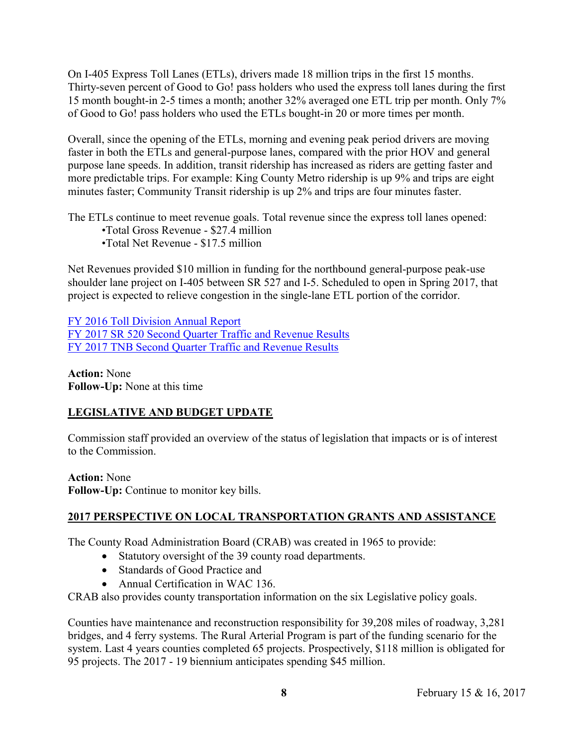On I-405 Express Toll Lanes (ETLs), drivers made 18 million trips in the first 15 months. Thirty-seven percent of Good to Go! pass holders who used the express toll lanes during the first 15 month bought-in 2-5 times a month; another 32% averaged one ETL trip per month. Only 7% of Good to Go! pass holders who used the ETLs bought-in 20 or more times per month.

Overall, since the opening of the ETLs, morning and evening peak period drivers are moving faster in both the ETLs and general-purpose lanes, compared with the prior HOV and general purpose lane speeds. In addition, transit ridership has increased as riders are getting faster and more predictable trips. For example: King County Metro ridership is up 9% and trips are eight minutes faster; Community Transit ridership is up 2% and trips are four minutes faster.

The ETLs continue to meet revenue goals. Total revenue since the express toll lanes opened:

- •Total Gross Revenue - $27.4 million
- •Total Net Revenue - $17.5 million

Net Revenues provided $10 million in funding for the northbound general-purpose peak-use shoulder lane project on I-405 between SR 527 and I-5. Scheduled to open in Spring 2017, that project is expected to relieve congestion in the single-lane ETL portion of the corridor.

FY 2016 Toll Division Annual Report
FY 2017 SR 520 Second Quarter Traffic and Revenue Results
FY 2017 TNB Second Quarter Traffic and Revenue Results

**Action:** None
**Follow-Up:** None at this time

## LEGISLATIVE AND BUDGET UPDATE

Commission staff provided an overview of the status of legislation that impacts or is of interest to the Commission.

**Action:** None
**Follow-Up:** Continue to monitor key bills.

## 2017 PERSPECTIVE ON LOCAL TRANSPORTATION GRANTS AND ASSISTANCE

The County Road Administration Board (CRAB) was created in 1965 to provide:

- Statutory oversight of the 39 county road departments.
- Standards of Good Practice and
- Annual Certification in WAC 136.

CRAB also provides county transportation information on the six Legislative policy goals.

Counties have maintenance and reconstruction responsibility for 39,208 miles of roadway, 3,281 bridges, and 4 ferry systems. The Rural Arterial Program is part of the funding scenario for the system. Last 4 years counties completed 65 projects. Prospectively, $118 million is obligated for 95 projects. The 2017 - 19 biennium anticipates spending $45 million.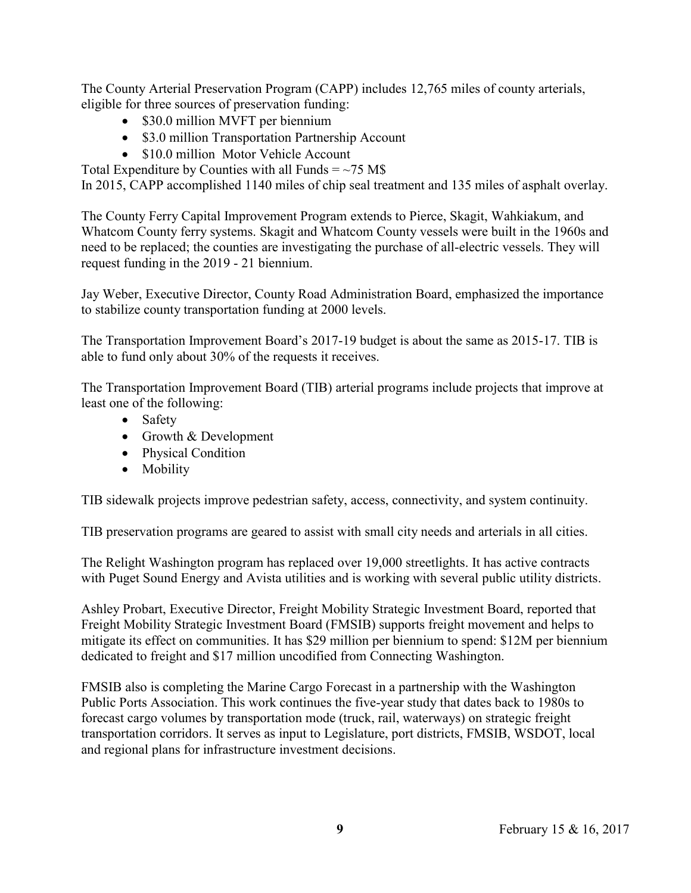The County Arterial Preservation Program (CAPP) includes 12,765 miles of county arterials, eligible for three sources of preservation funding:

- \$30.0 million MVFT per biennium
- \$3.0 million Transportation Partnership Account
- \$10.0 million Motor Vehicle Account

Total Expenditure by Counties with all Funds = ~75 M\$
In 2015, CAPP accomplished 1140 miles of chip seal treatment and 135 miles of asphalt overlay.

The County Ferry Capital Improvement Program extends to Pierce, Skagit, Wahkiakum, and Whatcom County ferry systems. Skagit and Whatcom County vessels were built in the 1960s and need to be replaced; the counties are investigating the purchase of all-electric vessels. They will request funding in the 2019 - 21 biennium.

Jay Weber, Executive Director, County Road Administration Board, emphasized the importance to stabilize county transportation funding at 2000 levels.

The Transportation Improvement Board's 2017-19 budget is about the same as 2015-17. TIB is able to fund only about 30% of the requests it receives.

The Transportation Improvement Board (TIB) arterial programs include projects that improve at least one of the following:

- Safety
- Growth & Development
- Physical Condition
- Mobility

TIB sidewalk projects improve pedestrian safety, access, connectivity, and system continuity.

TIB preservation programs are geared to assist with small city needs and arterials in all cities.

The Relight Washington program has replaced over 19,000 streetlights. It has active contracts with Puget Sound Energy and Avista utilities and is working with several public utility districts.

Ashley Probart, Executive Director, Freight Mobility Strategic Investment Board, reported that Freight Mobility Strategic Investment Board (FMSIB) supports freight movement and helps to mitigate its effect on communities. It has \$29 million per biennium to spend: \$12M per biennium dedicated to freight and \$17 million uncodified from Connecting Washington.

FMSIB also is completing the Marine Cargo Forecast in a partnership with the Washington Public Ports Association. This work continues the five-year study that dates back to 1980s to forecast cargo volumes by transportation mode (truck, rail, waterways) on strategic freight transportation corridors. It serves as input to Legislature, port districts, FMSIB, WSDOT, local and regional plans for infrastructure investment decisions.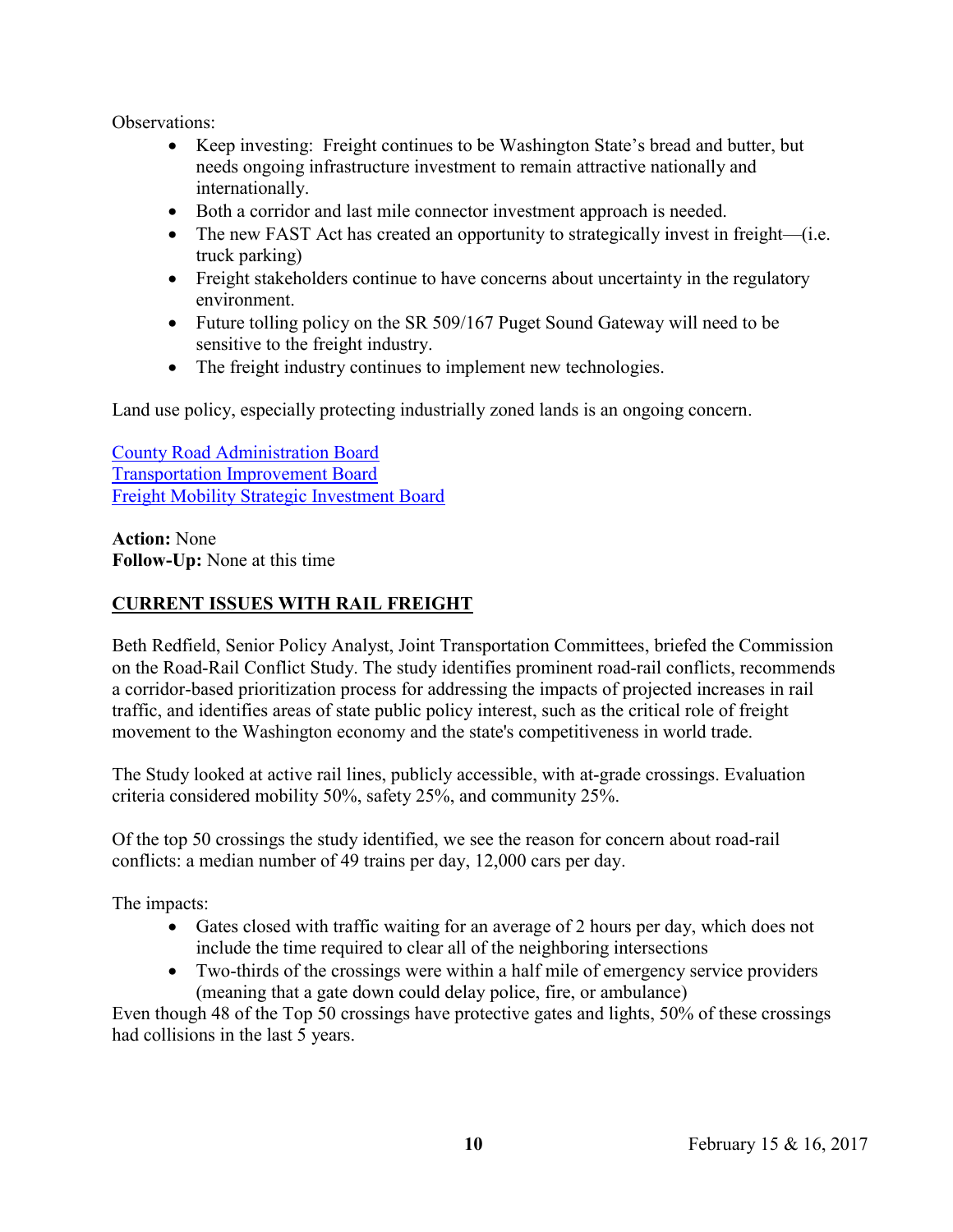Observations:

- Keep investing: Freight continues to be Washington State's bread and butter, but needs ongoing infrastructure investment to remain attractive nationally and internationally.
- Both a corridor and last mile connector investment approach is needed.
- The new FAST Act has created an opportunity to strategically invest in freight—(i.e. truck parking)
- Freight stakeholders continue to have concerns about uncertainty in the regulatory environment.
- Future tolling policy on the SR 509/167 Puget Sound Gateway will need to be sensitive to the freight industry.
- The freight industry continues to implement new technologies.

Land use policy, especially protecting industrially zoned lands is an ongoing concern.

County Road Administration Board
Transportation Improvement Board
Freight Mobility Strategic Investment Board

**Action:** None
**Follow-Up:** None at this time

## CURRENT ISSUES WITH RAIL FREIGHT

Beth Redfield, Senior Policy Analyst, Joint Transportation Committees, briefed the Commission on the Road-Rail Conflict Study. The study identifies prominent road-rail conflicts, recommends a corridor-based prioritization process for addressing the impacts of projected increases in rail traffic, and identifies areas of state public policy interest, such as the critical role of freight movement to the Washington economy and the state's competitiveness in world trade.

The Study looked at active rail lines, publicly accessible, with at-grade crossings. Evaluation criteria considered mobility 50%, safety 25%, and community 25%.

Of the top 50 crossings the study identified, we see the reason for concern about road-rail conflicts: a median number of 49 trains per day, 12,000 cars per day.

The impacts:

- Gates closed with traffic waiting for an average of 2 hours per day, which does not include the time required to clear all of the neighboring intersections
- Two-thirds of the crossings were within a half mile of emergency service providers (meaning that a gate down could delay police, fire, or ambulance)

Even though 48 of the Top 50 crossings have protective gates and lights, 50% of these crossings had collisions in the last 5 years.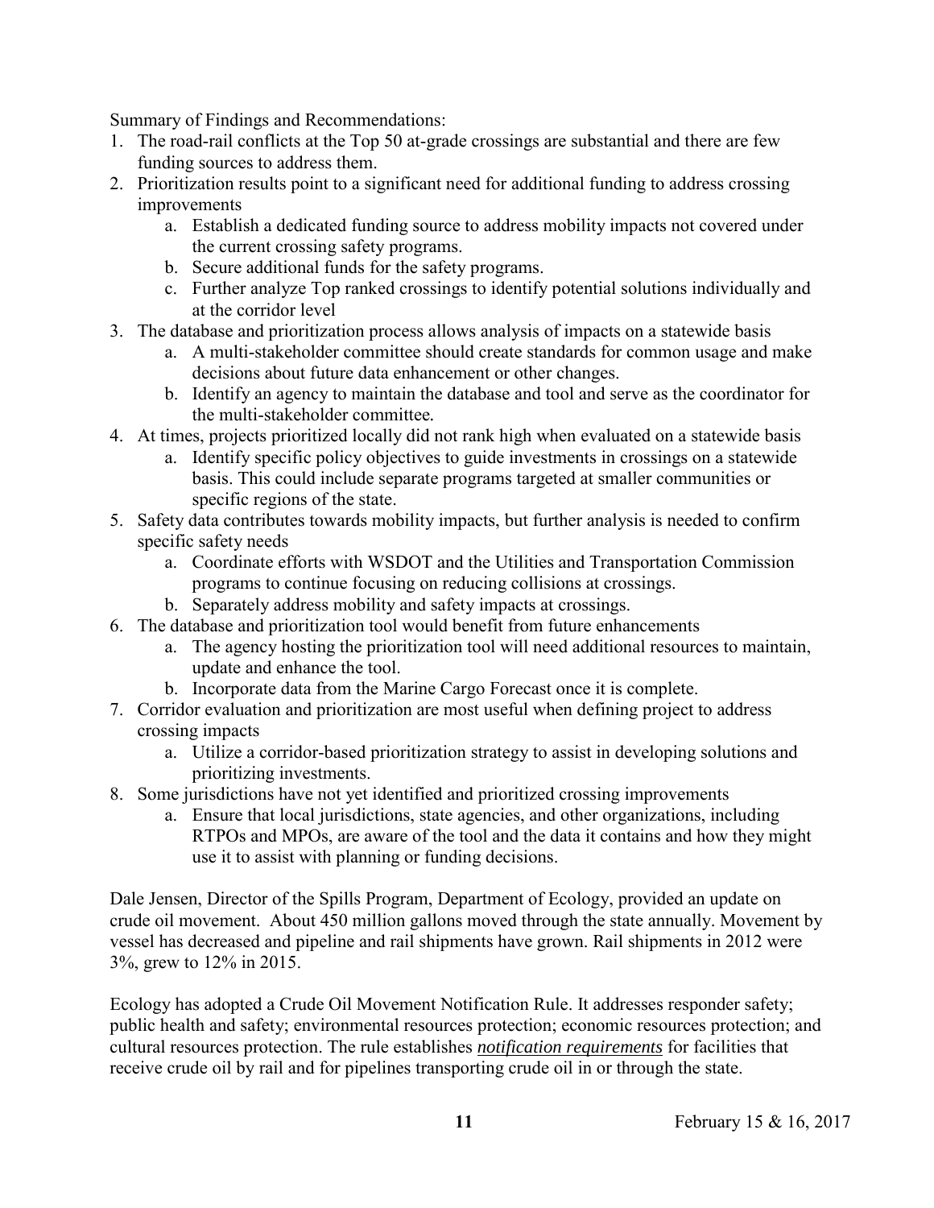Summary of Findings and Recommendations:

1. The road-rail conflicts at the Top 50 at-grade crossings are substantial and there are few funding sources to address them.
2. Prioritization results point to a significant need for additional funding to address crossing improvements
    a. Establish a dedicated funding source to address mobility impacts not covered under the current crossing safety programs.
    b. Secure additional funds for the safety programs.
    c. Further analyze Top ranked crossings to identify potential solutions individually and at the corridor level
3. The database and prioritization process allows analysis of impacts on a statewide basis
    a. A multi-stakeholder committee should create standards for common usage and make decisions about future data enhancement or other changes.
    b. Identify an agency to maintain the database and tool and serve as the coordinator for the multi-stakeholder committee.
4. At times, projects prioritized locally did not rank high when evaluated on a statewide basis
    a. Identify specific policy objectives to guide investments in crossings on a statewide basis. This could include separate programs targeted at smaller communities or specific regions of the state.
5. Safety data contributes towards mobility impacts, but further analysis is needed to confirm specific safety needs
    a. Coordinate efforts with WSDOT and the Utilities and Transportation Commission programs to continue focusing on reducing collisions at crossings.
    b. Separately address mobility and safety impacts at crossings.
6. The database and prioritization tool would benefit from future enhancements
    a. The agency hosting the prioritization tool will need additional resources to maintain, update and enhance the tool.
    b. Incorporate data from the Marine Cargo Forecast once it is complete.
7. Corridor evaluation and prioritization are most useful when defining project to address crossing impacts
    a. Utilize a corridor-based prioritization strategy to assist in developing solutions and prioritizing investments.
8. Some jurisdictions have not yet identified and prioritized crossing improvements
    a. Ensure that local jurisdictions, state agencies, and other organizations, including RTPOs and MPOs, are aware of the tool and the data it contains and how they might use it to assist with planning or funding decisions.

Dale Jensen, Director of the Spills Program, Department of Ecology, provided an update on crude oil movement. About 450 million gallons moved through the state annually. Movement by vessel has decreased and pipeline and rail shipments have grown. Rail shipments in 2012 were 3%, grew to 12% in 2015.

Ecology has adopted a Crude Oil Movement Notification Rule. It addresses responder safety; public health and safety; environmental resources protection; economic resources protection; and cultural resources protection. The rule establishes *notification requirements* for facilities that receive crude oil by rail and for pipelines transporting crude oil in or through the state.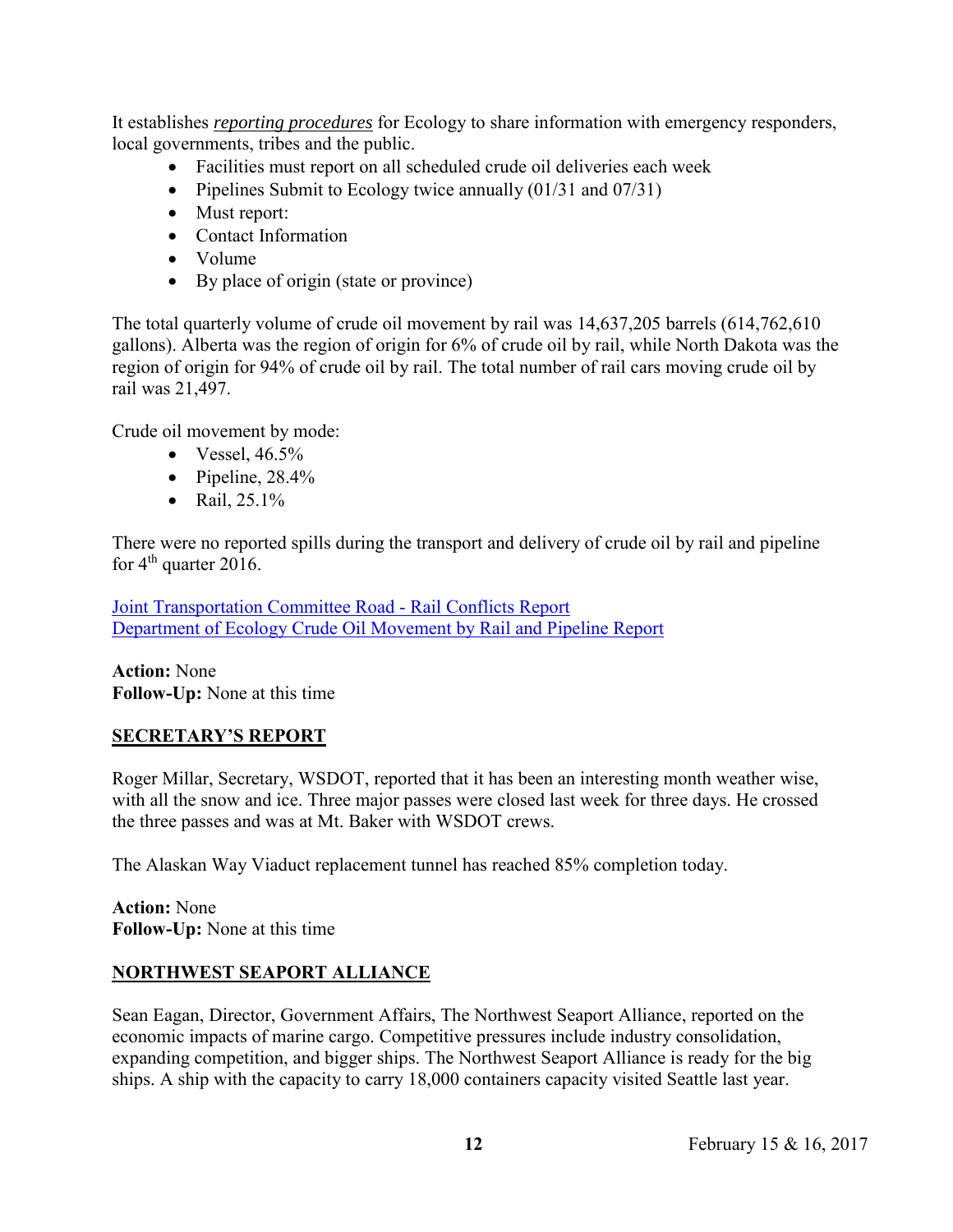It establishes *reporting procedures* for Ecology to share information with emergency responders, local governments, tribes and the public.

- Facilities must report on all scheduled crude oil deliveries each week
- Pipelines Submit to Ecology twice annually (01/31 and 07/31)
- Must report:
- Contact Information
- Volume
- By place of origin (state or province)

The total quarterly volume of crude oil movement by rail was 14,637,205 barrels (614,762,610 gallons). Alberta was the region of origin for 6% of crude oil by rail, while North Dakota was the region of origin for 94% of crude oil by rail. The total number of rail cars moving crude oil by rail was 21,497.

Crude oil movement by mode:

- Vessel, 46.5%
- Pipeline, 28.4%
- Rail, 25.1%

There were no reported spills during the transport and delivery of crude oil by rail and pipeline for 4th quarter 2016.

Joint Transportation Committee Road - Rail Conflicts Report
Department of Ecology Crude Oil Movement by Rail and Pipeline Report

**Action:** None
**Follow-Up:** None at this time

## SECRETARY'S REPORT

Roger Millar, Secretary, WSDOT, reported that it has been an interesting month weather wise, with all the snow and ice. Three major passes were closed last week for three days. He crossed the three passes and was at Mt. Baker with WSDOT crews.

The Alaskan Way Viaduct replacement tunnel has reached 85% completion today.

**Action:** None
**Follow-Up:** None at this time

## NORTHWEST SEAPORT ALLIANCE

Sean Eagan, Director, Government Affairs, The Northwest Seaport Alliance, reported on the economic impacts of marine cargo. Competitive pressures include industry consolidation, expanding competition, and bigger ships. The Northwest Seaport Alliance is ready for the big ships. A ship with the capacity to carry 18,000 containers capacity visited Seattle last year.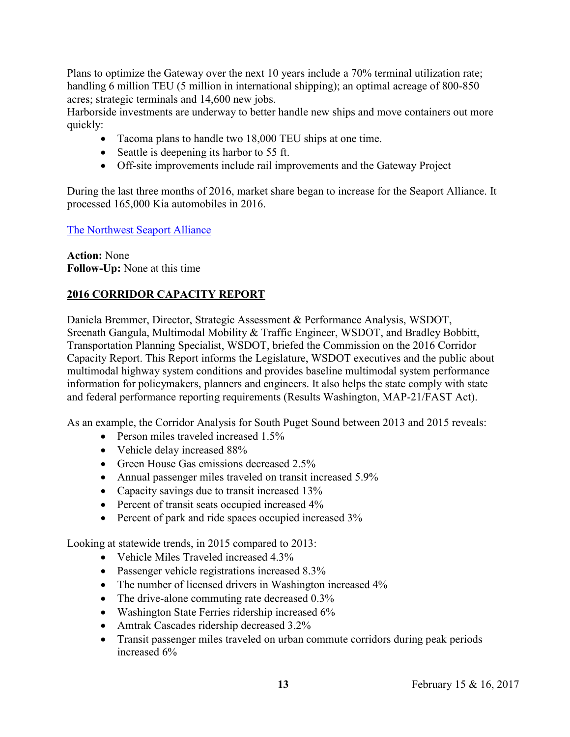Plans to optimize the Gateway over the next 10 years include a 70% terminal utilization rate; handling 6 million TEU (5 million in international shipping); an optimal acreage of 800-850 acres; strategic terminals and 14,600 new jobs.

Harborside investments are underway to better handle new ships and move containers out more quickly:

- Tacoma plans to handle two 18,000 TEU ships at one time.
- Seattle is deepening its harbor to 55 ft.
- Off-site improvements include rail improvements and the Gateway Project

During the last three months of 2016, market share began to increase for the Seaport Alliance. It processed 165,000 Kia automobiles in 2016.

[The Northwest Seaport Alliance]()

**Action:** None
**Follow-Up:** None at this time

## 2016 CORRIDOR CAPACITY REPORT

Daniela Bremmer, Director, Strategic Assessment & Performance Analysis, WSDOT, Sreenath Gangula, Multimodal Mobility & Traffic Engineer, WSDOT, and Bradley Bobbitt, Transportation Planning Specialist, WSDOT, briefed the Commission on the 2016 Corridor Capacity Report. This Report informs the Legislature, WSDOT executives and the public about multimodal highway system conditions and provides baseline multimodal system performance information for policymakers, planners and engineers. It also helps the state comply with state and federal performance reporting requirements (Results Washington, MAP-21/FAST Act).

As an example, the Corridor Analysis for South Puget Sound between 2013 and 2015 reveals:

- Person miles traveled increased 1.5%
- Vehicle delay increased 88%
- Green House Gas emissions decreased 2.5%
- Annual passenger miles traveled on transit increased 5.9%
- Capacity savings due to transit increased 13%
- Percent of transit seats occupied increased 4%
- Percent of park and ride spaces occupied increased 3%

Looking at statewide trends, in 2015 compared to 2013:

- Vehicle Miles Traveled increased 4.3%
- Passenger vehicle registrations increased 8.3%
- The number of licensed drivers in Washington increased 4%
- The drive-alone commuting rate decreased 0.3%
- Washington State Ferries ridership increased 6%
- Amtrak Cascades ridership decreased 3.2%
- Transit passenger miles traveled on urban commute corridors during peak periods increased 6%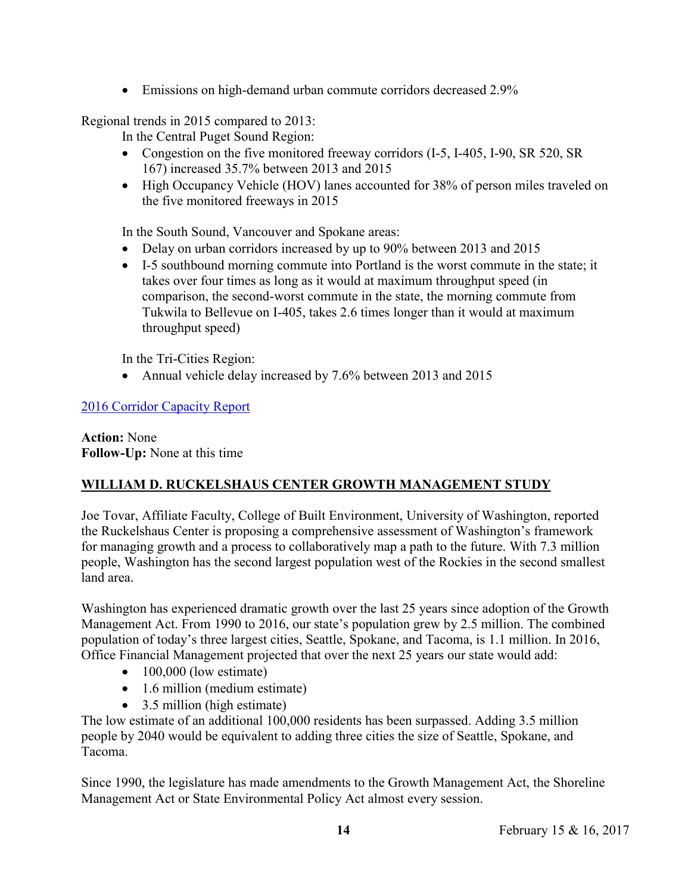- Emissions on high-demand urban commute corridors decreased 2.9%

Regional trends in 2015 compared to 2013:

In the Central Puget Sound Region:

- Congestion on the five monitored freeway corridors (I-5, I-405, I-90, SR 520, SR 167) increased 35.7% between 2013 and 2015
- High Occupancy Vehicle (HOV) lanes accounted for 38% of person miles traveled on the five monitored freeways in 2015

In the South Sound, Vancouver and Spokane areas:

- Delay on urban corridors increased by up to 90% between 2013 and 2015
- I-5 southbound morning commute into Portland is the worst commute in the state; it takes over four times as long as it would at maximum throughput speed (in comparison, the second-worst commute in the state, the morning commute from Tukwila to Bellevue on I-405, takes 2.6 times longer than it would at maximum throughput speed)

In the Tri-Cities Region:

- Annual vehicle delay increased by 7.6% between 2013 and 2015

2016 Corridor Capacity Report

**Action:** None
**Follow-Up:** None at this time

## WILLIAM D. RUCKELSHAUS CENTER GROWTH MANAGEMENT STUDY

Joe Tovar, Affiliate Faculty, College of Built Environment, University of Washington, reported the Ruckelshaus Center is proposing a comprehensive assessment of Washington's framework for managing growth and a process to collaboratively map a path to the future. With 7.3 million people, Washington has the second largest population west of the Rockies in the second smallest land area.

Washington has experienced dramatic growth over the last 25 years since adoption of the Growth Management Act. From 1990 to 2016, our state's population grew by 2.5 million. The combined population of today's three largest cities, Seattle, Spokane, and Tacoma, is 1.1 million. In 2016, Office Financial Management projected that over the next 25 years our state would add:

- 100,000 (low estimate)
- 1.6 million (medium estimate)
- 3.5 million (high estimate)

The low estimate of an additional 100,000 residents has been surpassed. Adding 3.5 million people by 2040 would be equivalent to adding three cities the size of Seattle, Spokane, and Tacoma.

Since 1990, the legislature has made amendments to the Growth Management Act, the Shoreline Management Act or State Environmental Policy Act almost every session.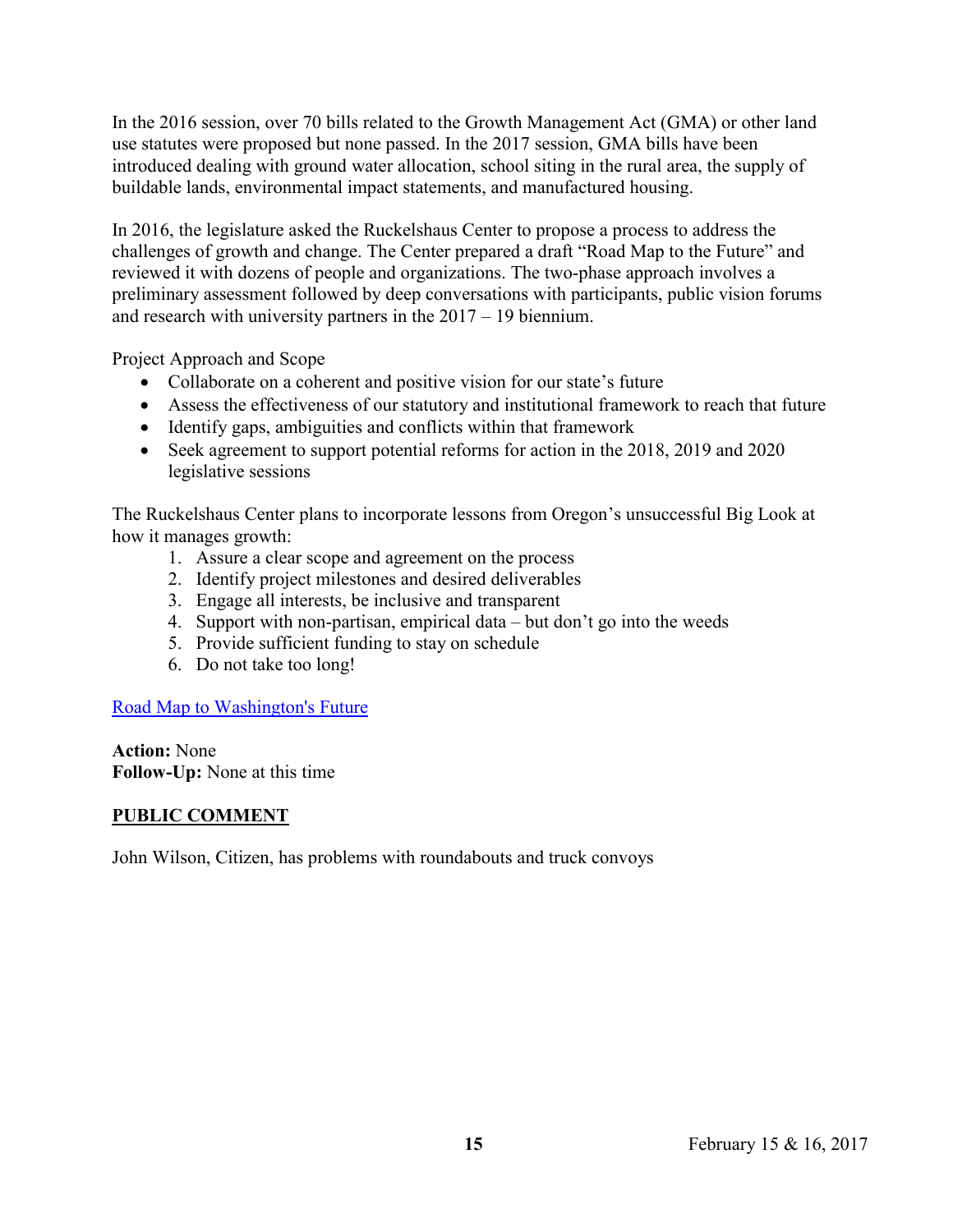In the 2016 session, over 70 bills related to the Growth Management Act (GMA) or other land use statutes were proposed but none passed. In the 2017 session, GMA bills have been introduced dealing with ground water allocation, school siting in the rural area, the supply of buildable lands, environmental impact statements, and manufactured housing.

In 2016, the legislature asked the Ruckelshaus Center to propose a process to address the challenges of growth and change. The Center prepared a draft "Road Map to the Future" and reviewed it with dozens of people and organizations. The two-phase approach involves a preliminary assessment followed by deep conversations with participants, public vision forums and research with university partners in the 2017 – 19 biennium.

Project Approach and Scope

- Collaborate on a coherent and positive vision for our state's future
- Assess the effectiveness of our statutory and institutional framework to reach that future
- Identify gaps, ambiguities and conflicts within that framework
- Seek agreement to support potential reforms for action in the 2018, 2019 and 2020 legislative sessions

The Ruckelshaus Center plans to incorporate lessons from Oregon's unsuccessful Big Look at how it manages growth:

1. Assure a clear scope and agreement on the process
2. Identify project milestones and desired deliverables
3. Engage all interests, be inclusive and transparent
4. Support with non-partisan, empirical data – but don't go into the weeds
5. Provide sufficient funding to stay on schedule
6. Do not take too long!

Road Map to Washington's Future

**Action:** None
**Follow-Up:** None at this time

## PUBLIC COMMENT

John Wilson, Citizen, has problems with roundabouts and truck convoys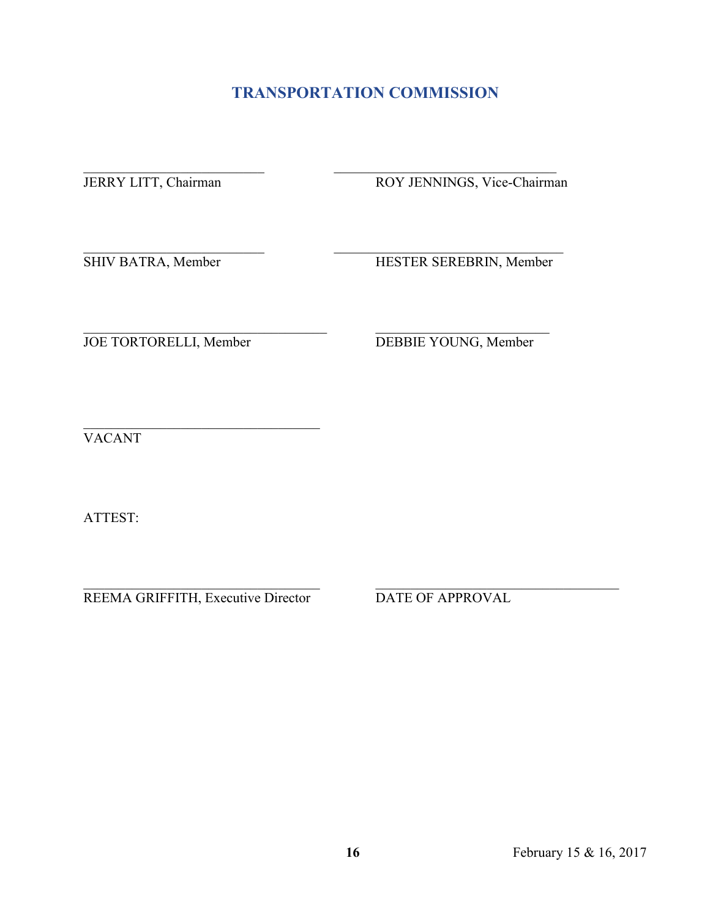## TRANSPORTATION COMMISSION

JERRY LITT, Chairman

ROY JENNINGS, Vice-Chairman

SHIV BATRA, Member

HESTER SEREBRIN, Member

JOE TORTORELLI, Member

DEBBIE YOUNG, Member

VACANT

ATTEST:

REEMA GRIFFITH, Executive Director

DATE OF APPROVAL